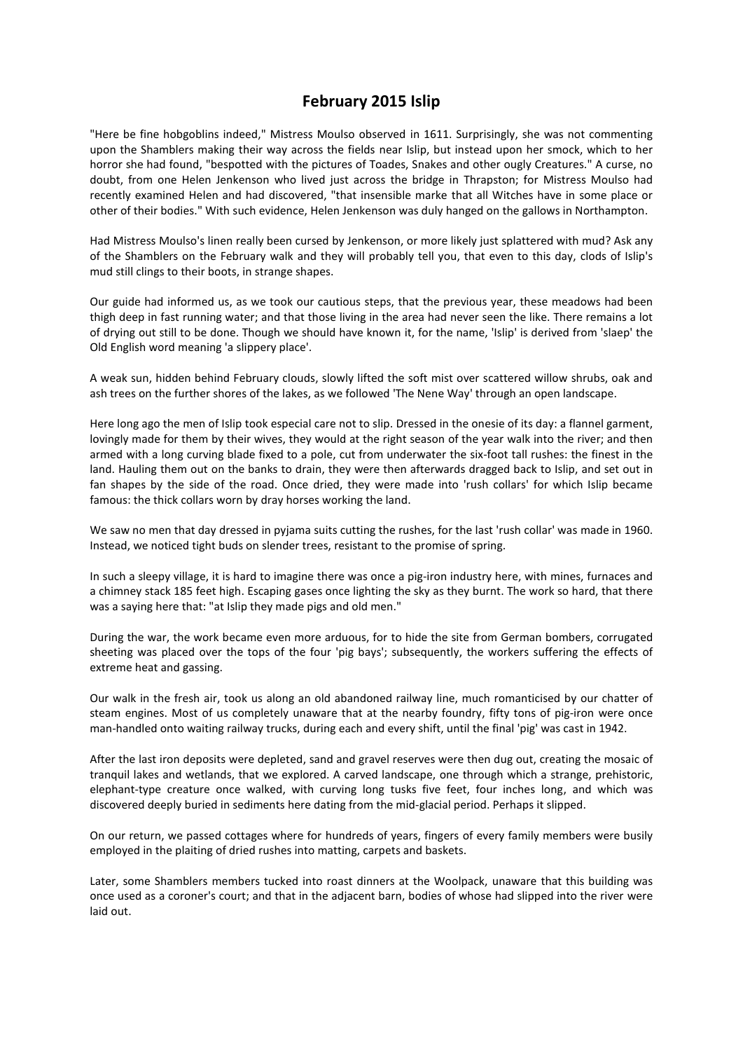# February 2015 Islip

"Here be fine hobgoblins indeed," Mistress Moulso observed in 1611. Surprisingly, she was not commenting upon the Shamblers making their way across the fields near Islip, but instead upon her smock, which to her horror she had found, "bespotted with the pictures of Toades, Snakes and other ougly Creatures." A curse, no doubt, from one Helen Jenkenson who lived just across the bridge in Thrapston; for Mistress Moulso had recently examined Helen and had discovered, "that insensible marke that all Witches have in some place or other of their bodies." With such evidence, Helen Jenkenson was duly hanged on the gallows in Northampton.

Had Mistress Moulso's linen really been cursed by Jenkenson, or more likely just splattered with mud? Ask any of the Shamblers on the February walk and they will probably tell you, that even to this day, clods of Islip's mud still clings to their boots, in strange shapes.

Our guide had informed us, as we took our cautious steps, that the previous year, these meadows had been thigh deep in fast running water; and that those living in the area had never seen the like. There remains a lot of drying out still to be done. Though we should have known it, for the name, 'Islip' is derived from 'slaep' the Old English word meaning 'a slippery place'.

A weak sun, hidden behind February clouds, slowly lifted the soft mist over scattered willow shrubs, oak and ash trees on the further shores of the lakes, as we followed 'The Nene Way' through an open landscape.

Here long ago the men of Islip took especial care not to slip. Dressed in the onesie of its day: a flannel garment, lovingly made for them by their wives, they would at the right season of the year walk into the river; and then armed with a long curving blade fixed to a pole, cut from underwater the six-foot tall rushes: the finest in the land. Hauling them out on the banks to drain, they were then afterwards dragged back to Islip, and set out in fan shapes by the side of the road. Once dried, they were made into 'rush collars' for which Islip became famous: the thick collars worn by dray horses working the land.

We saw no men that day dressed in pyjama suits cutting the rushes, for the last 'rush collar' was made in 1960. Instead, we noticed tight buds on slender trees, resistant to the promise of spring.

In such a sleepy village, it is hard to imagine there was once a pig-iron industry here, with mines, furnaces and a chimney stack 185 feet high. Escaping gases once lighting the sky as they burnt. The work so hard, that there was a saying here that: "at Islip they made pigs and old men."

During the war, the work became even more arduous, for to hide the site from German bombers, corrugated sheeting was placed over the tops of the four 'pig bays'; subsequently, the workers suffering the effects of extreme heat and gassing.

Our walk in the fresh air, took us along an old abandoned railway line, much romanticised by our chatter of steam engines. Most of us completely unaware that at the nearby foundry, fifty tons of pig-iron were once man-handled onto waiting railway trucks, during each and every shift, until the final 'pig' was cast in 1942.

After the last iron deposits were depleted, sand and gravel reserves were then dug out, creating the mosaic of tranquil lakes and wetlands, that we explored. A carved landscape, one through which a strange, prehistoric, elephant-type creature once walked, with curving long tusks five feet, four inches long, and which was discovered deeply buried in sediments here dating from the mid-glacial period. Perhaps it slipped.

On our return, we passed cottages where for hundreds of years, fingers of every family members were busily employed in the plaiting of dried rushes into matting, carpets and baskets.

Later, some Shamblers members tucked into roast dinners at the Woolpack, unaware that this building was once used as a coroner's court; and that in the adjacent barn, bodies of whose had slipped into the river were laid out.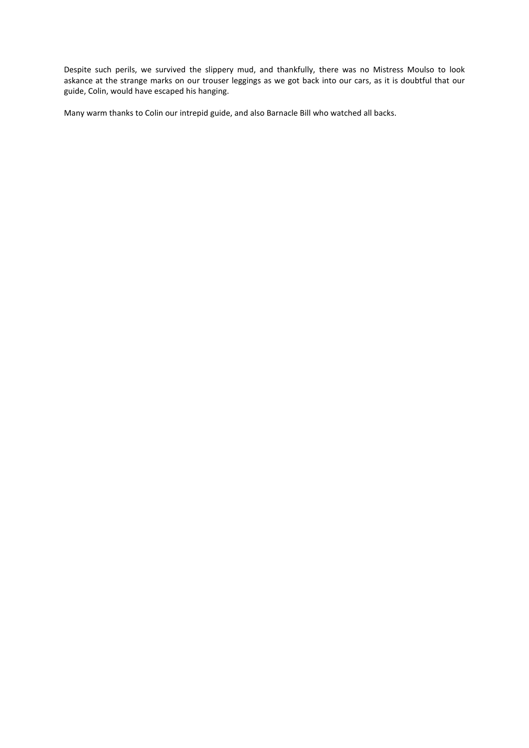Despite such perils, we survived the slippery mud, and thankfully, there was no Mistress Moulso to look askance at the strange marks on our trouser leggings as we got back into our cars, as it is doubtful that our guide, Colin, would have escaped his hanging.

Many warm thanks to Colin our intrepid guide, and also Barnacle Bill who watched all backs.